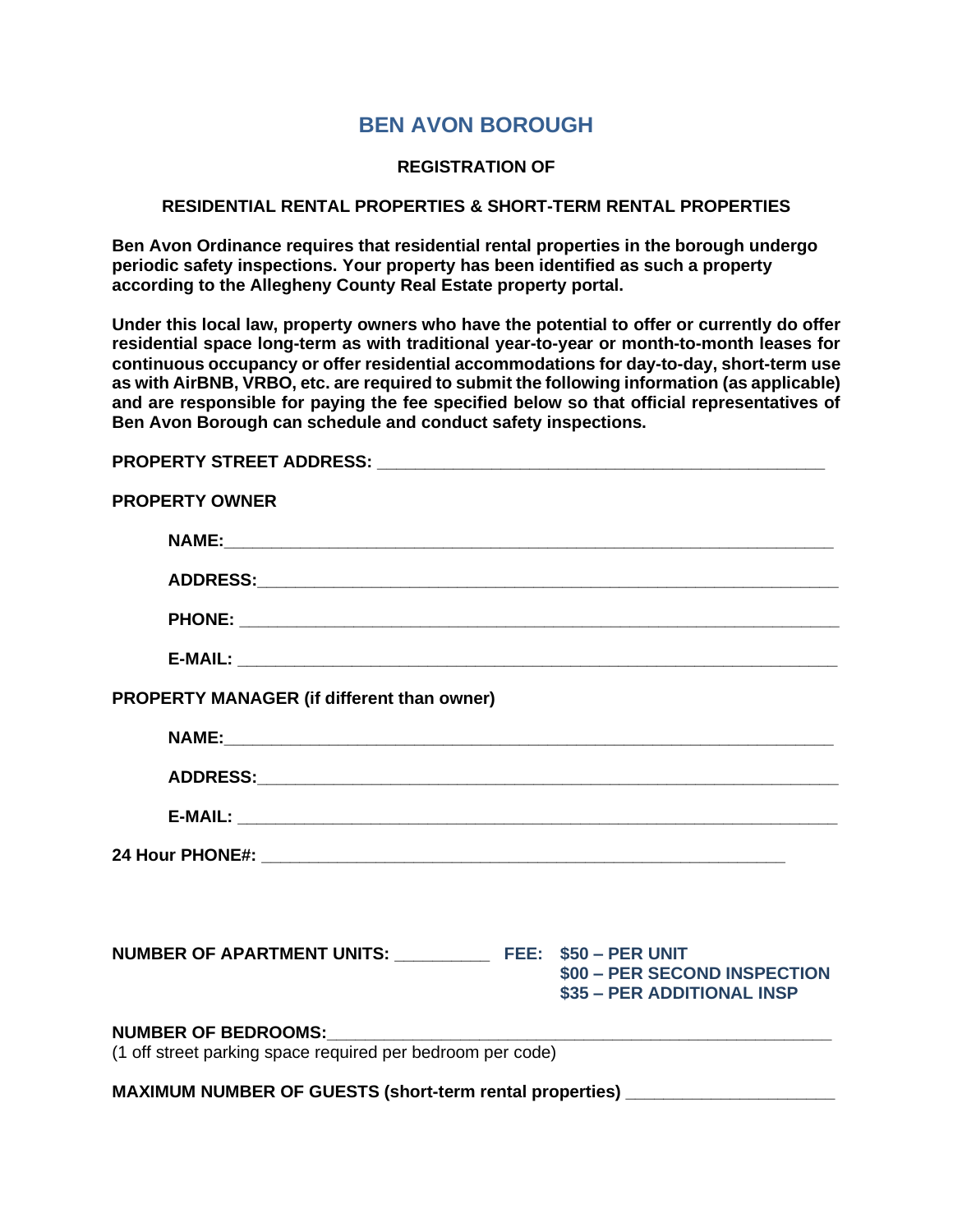# BEN AVON BOROUGH

**REGISTRATION OF**

**RESIDENTIAL RENTAL PROPERTIES & SHORT-TERM RENTAL PROPERTIES**

**Ben Avon Ordinance requires that residential rental properties in the borough undergo periodic safety inspections. Your property has been identified as such a property according to the Allegheny County Real Estate property portal.**

**Under this local law, property owners who have the potential to offer or currently do offer residential space long-term as with traditional year-to-year or month-to-month leases for continuous occupancy or offer residential accommodations for day-to-day, short-term use as with AirBNB, VRBO, etc. are required to submit the following information (as applicable) and are responsible for paying the fee specified below so that official representatives of Ben Avon Borough can schedule and conduct safety inspections.**

**PROPERTY STREET ADDRESS:** _______________________________________________

**PROPERTY OWNER**

**NAME:**_______________________________________________________________

**ADDRESS:**____________________________________________________________

**PHONE:** ______________________________________________________________

**E-MAIL:** ______________________________________________________________

**PROPERTY MANAGER (if different than owner)**

**NAME:**_______________________________________________________________

**ADDRESS:**____________________________________________________________

**E-MAIL:** ______________________________________________________________

**24 Hour PHONE#:** _______________________________________________________

**NUMBER OF APARTMENT UNITS:** __________ **FEE: $50 – PER UNIT**
**$00 – PER SECOND INSPECTION**
**$35 – PER ADDITIONAL INSP**

**NUMBER OF BEDROOMS:**____________________________________________________
(1 off street parking space required per bedroom per code)

**MAXIMUM NUMBER OF GUESTS (short-term rental properties)** _____________________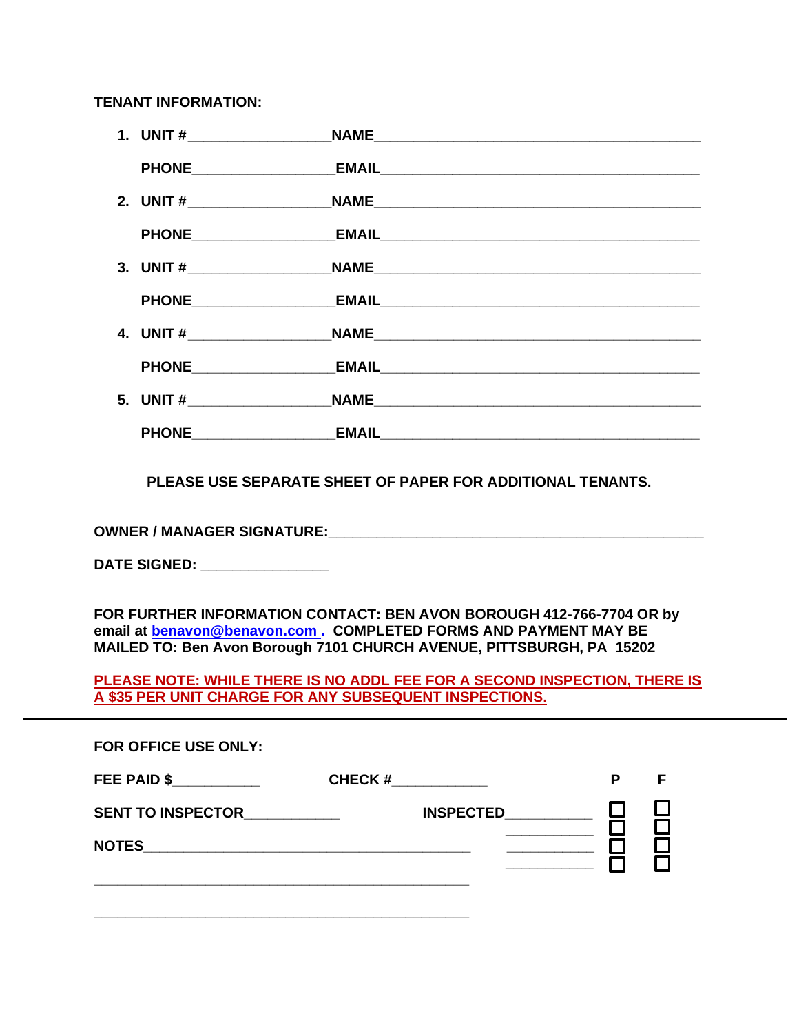**TENANT INFORMATION:**

1. **UNIT #**_________________ **NAME**_______________________________________

   **PHONE**_________________ **EMAIL**_______________________________________

2. **UNIT #**_________________ **NAME**_______________________________________

   **PHONE**_________________ **EMAIL**_______________________________________

3. **UNIT #**_________________ **NAME**_______________________________________

   **PHONE**_________________ **EMAIL**_______________________________________

4. **UNIT #**_________________ **NAME**_______________________________________

   **PHONE**_________________ **EMAIL**_______________________________________

5. **UNIT #**_________________ **NAME**_______________________________________

   **PHONE**_________________ **EMAIL**_______________________________________

**PLEASE USE SEPARATE SHEET OF PAPER FOR ADDITIONAL TENANTS.**

**OWNER / MANAGER SIGNATURE:**_______________________________________________

**DATE SIGNED:** _______________

**FOR FURTHER INFORMATION CONTACT: BEN AVON BOROUGH 412-766-7704 OR by email at benavon@benavon.com . COMPLETED FORMS AND PAYMENT MAY BE MAILED TO: Ben Avon Borough 7101 CHURCH AVENUE, PITTSBURGH, PA 15202**

**PLEASE NOTE: WHILE THERE IS NO ADDL FEE FOR A SECOND INSPECTION, THERE IS A $35 PER UNIT CHARGE FOR ANY SUBSEQUENT INSPECTIONS.**

---

**FOR OFFICE USE ONLY:**

**FEE PAID $**___________ **CHECK #**___________

**SENT TO INSPECTOR**___________ **INSPECTED**__________

| | P | F |
|---|---|---|
| __________ | ☐ | ☐ |
| __________ | ☐ | ☐ |
| __________ | ☐ | ☐ |
| __________ | ☐ | ☐ |

**NOTES**_________________________________________

_________________________________________________

_________________________________________________